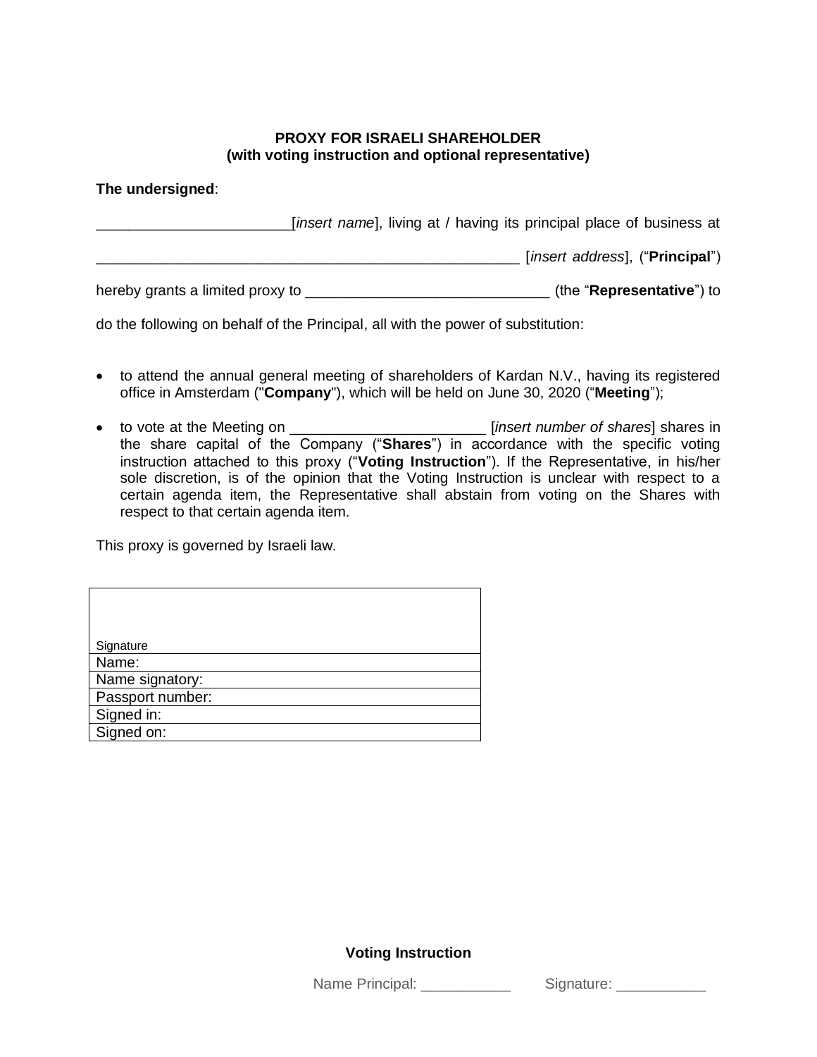**PROXY FOR ISRAELI SHAREHOLDER**
**(with voting instruction and optional representative)**

**The undersigned**:

_______________________[*insert name*], living at / having its principal place of business at

_________________________________________________ [*insert address*], (“**Principal**”)

hereby grants a limited proxy to ____________________________ (the “**Representative**”) to

do the following on behalf of the Principal, all with the power of substitution:

- to attend the annual general meeting of shareholders of Kardan N.V., having its registered office in Amsterdam ("**Company**"), which will be held on June 30, 2020 (“**Meeting**”);
- to vote at the Meeting on _______________________ [*insert number of shares*] shares in the share capital of the Company (“**Shares**”) in accordance with the specific voting instruction attached to this proxy (“**Voting Instruction**”). If the Representative, in his/her sole discretion, is of the opinion that the Voting Instruction is unclear with respect to a certain agenda item, the Representative shall abstain from voting on the Shares with respect to that certain agenda item.

This proxy is governed by Israeli law.

| Signature |
|---|
| Name: |
| Name signatory: |
| Passport number: |
| Signed in: |
| Signed on: |

**Voting Instruction**

Name Principal: __________ Signature: __________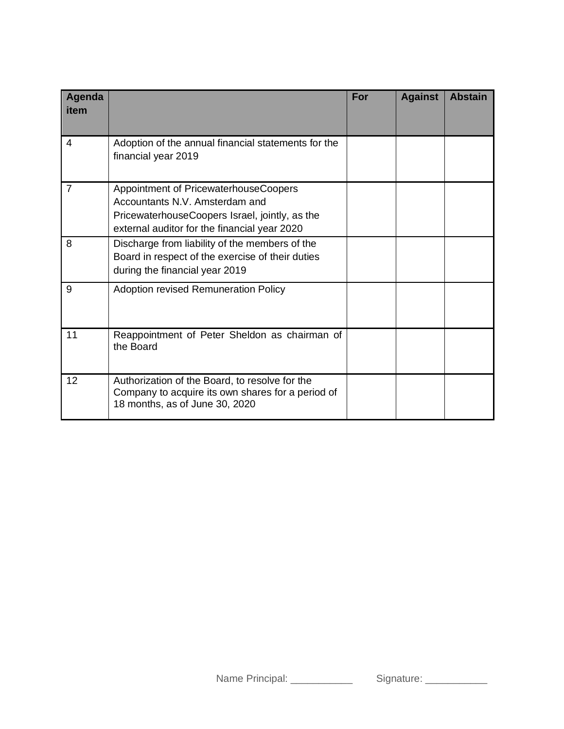| Agenda item | | For | Against | Abstain |
|---|---|---|---|---|
| 4 | Adoption of the annual financial statements for the financial year 2019 | | | |
| 7 | Appointment of PricewaterhouseCoopers Accountants N.V. Amsterdam and PricewaterhouseCoopers Israel, jointly, as the external auditor for the financial year 2020 | | | |
| 8 | Discharge from liability of the members of the Board in respect of the exercise of their duties during the financial year 2019 | | | |
| 9 | Adoption revised Remuneration Policy | | | |
| 11 | Reappointment of Peter Sheldon as chairman of the Board | | | |
| 12 | Authorization of the Board, to resolve for the Company to acquire its own shares for a period of 18 months, as of June 30, 2020 | | | |

Name Principal: ___________ Signature: ___________